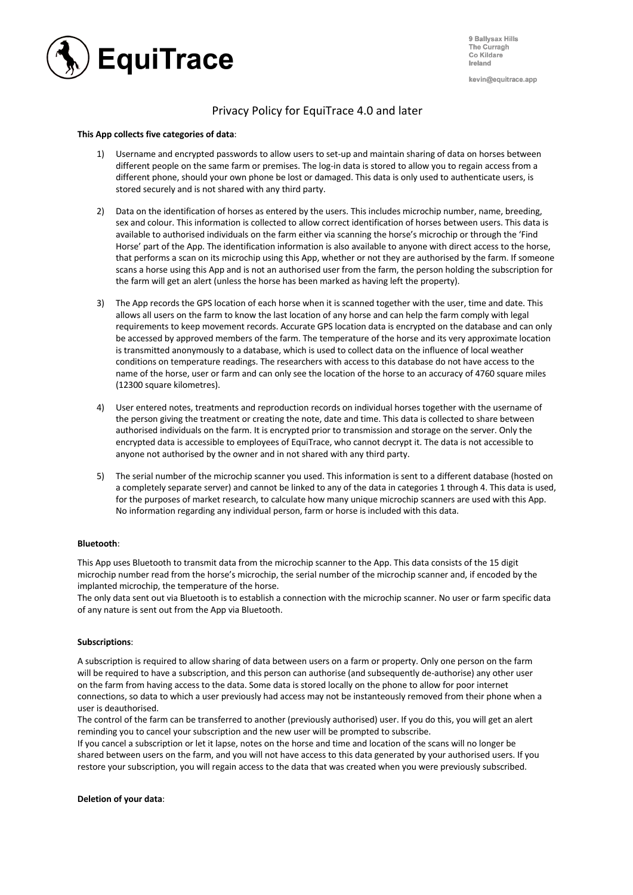# EquiTrace

9 Ballysax Hills
The Curragh
Co Kildare
Ireland

kevin@equitrace.app

## Privacy Policy for EquiTrace 4.0 and later

**This App collects five categories of data**:

1) Username and encrypted passwords to allow users to set-up and maintain sharing of data on horses between different people on the same farm or premises. The log-in data is stored to allow you to regain access from a different phone, should your own phone be lost or damaged. This data is only used to authenticate users, is stored securely and is not shared with any third party.

2) Data on the identification of horses as entered by the users. This includes microchip number, name, breeding, sex and colour. This information is collected to allow correct identification of horses between users. This data is available to authorised individuals on the farm either via scanning the horse's microchip or through the 'Find Horse' part of the App. The identification information is also available to anyone with direct access to the horse, that performs a scan on its microchip using this App, whether or not they are authorised by the farm. If someone scans a horse using this App and is not an authorised user from the farm, the person holding the subscription for the farm will get an alert (unless the horse has been marked as having left the property).

3) The App records the GPS location of each horse when it is scanned together with the user, time and date. This allows all users on the farm to know the last location of any horse and can help the farm comply with legal requirements to keep movement records. Accurate GPS location data is encrypted on the database and can only be accessed by approved members of the farm. The temperature of the horse and its very approximate location is transmitted anonymously to a database, which is used to collect data on the influence of local weather conditions on temperature readings. The researchers with access to this database do not have access to the name of the horse, user or farm and can only see the location of the horse to an accuracy of 4760 square miles (12300 square kilometres).

4) User entered notes, treatments and reproduction records on individual horses together with the username of the person giving the treatment or creating the note, date and time. This data is collected to share between authorised individuals on the farm. It is encrypted prior to transmission and storage on the server. Only the encrypted data is accessible to employees of EquiTrace, who cannot decrypt it. The data is not accessible to anyone not authorised by the owner and in not shared with any third party.

5) The serial number of the microchip scanner you used. This information is sent to a different database (hosted on a completely separate server) and cannot be linked to any of the data in categories 1 through 4. This data is used, for the purposes of market research, to calculate how many unique microchip scanners are used with this App. No information regarding any individual person, farm or horse is included with this data.

**Bluetooth**:

This App uses Bluetooth to transmit data from the microchip scanner to the App. This data consists of the 15 digit microchip number read from the horse's microchip, the serial number of the microchip scanner and, if encoded by the implanted microchip, the temperature of the horse.
The only data sent out via Bluetooth is to establish a connection with the microchip scanner. No user or farm specific data of any nature is sent out from the App via Bluetooth.

**Subscriptions**:

A subscription is required to allow sharing of data between users on a farm or property. Only one person on the farm will be required to have a subscription, and this person can authorise (and subsequently de-authorise) any other user on the farm from having access to the data. Some data is stored locally on the phone to allow for poor internet connections, so data to which a user previously had access may not be instantaneously removed from their phone when a user is deauthorised.
The control of the farm can be transferred to another (previously authorised) user. If you do this, you will get an alert reminding you to cancel your subscription and the new user will be prompted to subscribe.
If you cancel a subscription or let it lapse, notes on the horse and time and location of the scans will no longer be shared between users on the farm, and you will not have access to this data generated by your authorised users. If you restore your subscription, you will regain access to the data that was created when you were previously subscribed.

**Deletion of your data**: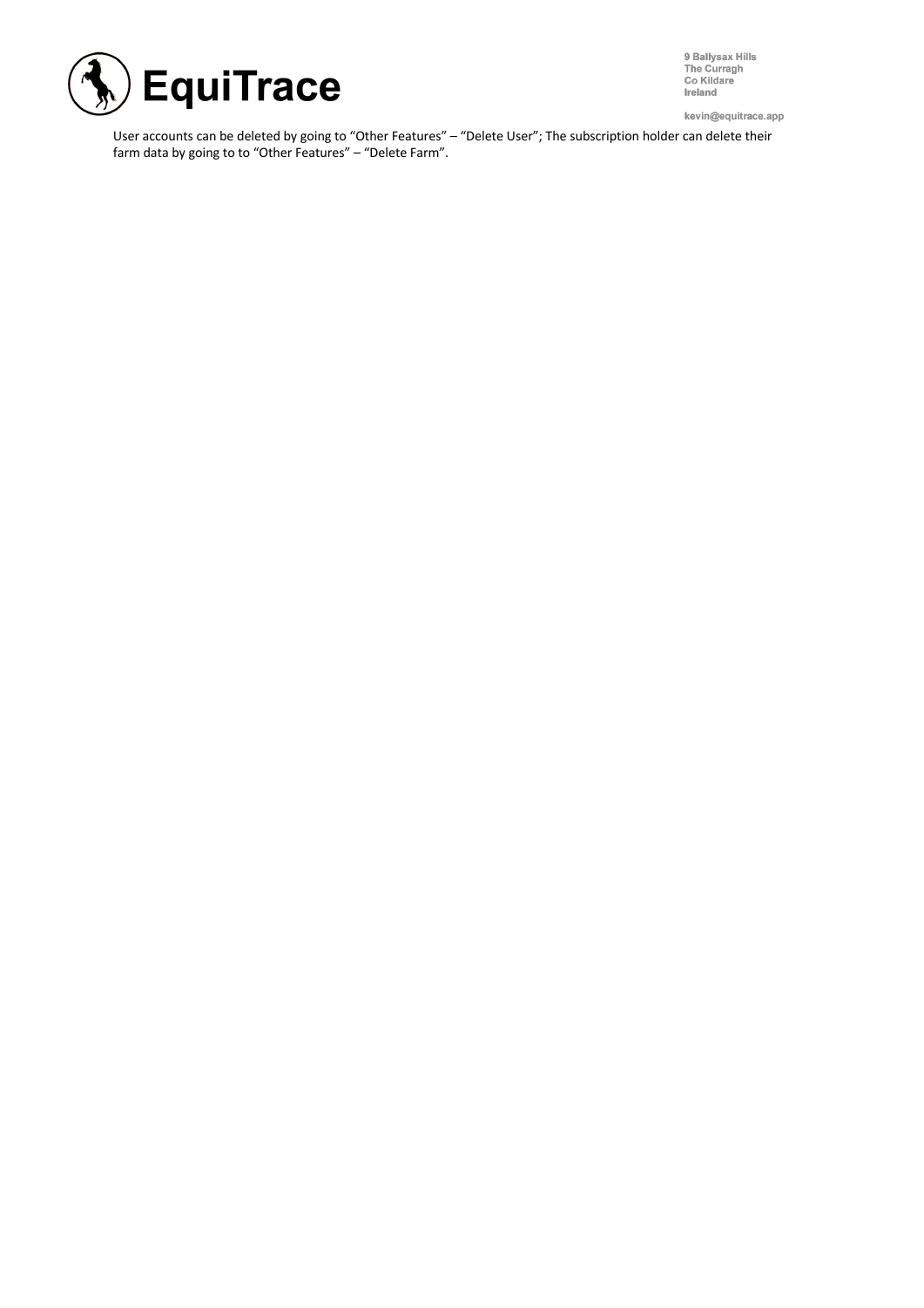User accounts can be deleted by going to "Other Features" – "Delete User"; The subscription holder can delete their farm data by going to to "Other Features" – "Delete Farm".